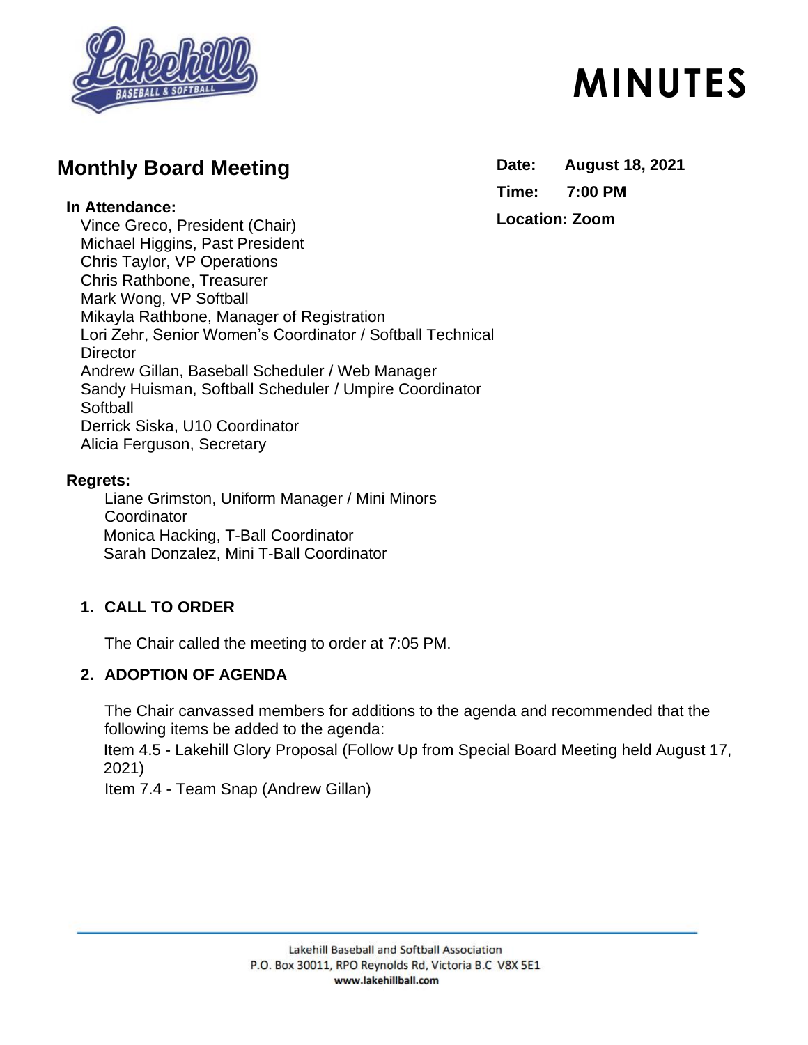# MINUTES

## Monthly Board Meeting

**Date:** August 18, 2021

**Time:** 7:00 PM

**Location:** Zoom

**In Attendance:**

Vince Greco, President (Chair)
Michael Higgins, Past President
Chris Taylor, VP Operations
Chris Rathbone, Treasurer
Mark Wong, VP Softball
Mikayla Rathbone, Manager of Registration
Lori Zehr, Senior Women's Coordinator / Softball Technical Director
Andrew Gillan, Baseball Scheduler / Web Manager
Sandy Huisman, Softball Scheduler / Umpire Coordinator Softball
Derrick Siska, U10 Coordinator
Alicia Ferguson, Secretary

**Regrets:**

Liane Grimston, Uniform Manager / Mini Minors Coordinator
Monica Hacking, T-Ball Coordinator
Sarah Donzalez, Mini T-Ball Coordinator

1. **CALL TO ORDER**

   The Chair called the meeting to order at 7:05 PM.

2. **ADOPTION OF AGENDA**

   The Chair canvassed members for additions to the agenda and recommended that the following items be added to the agenda:

   Item 4.5 - Lakehill Glory Proposal (Follow Up from Special Board Meeting held August 17, 2021)

   Item 7.4 - Team Snap (Andrew Gillan)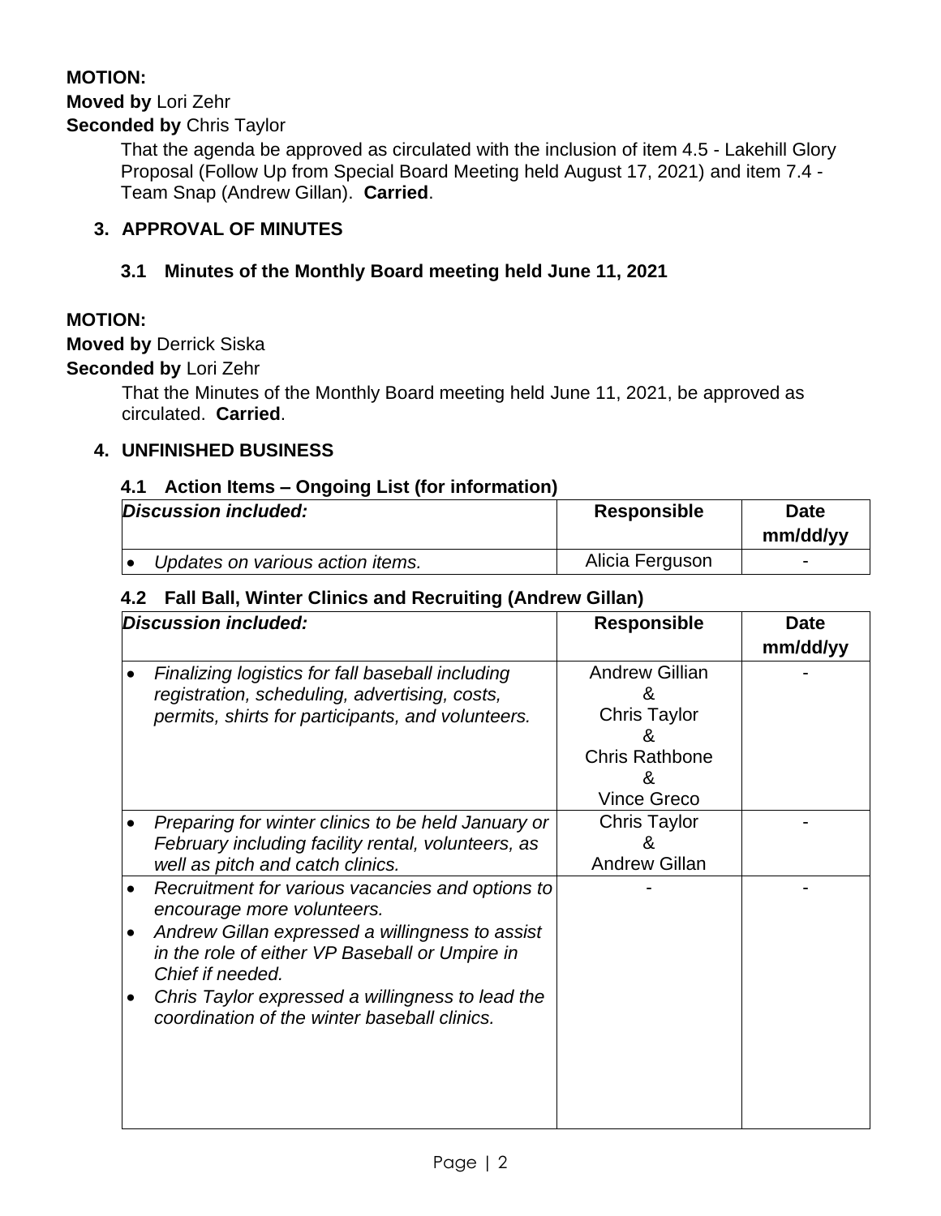**MOTION:**

**Moved by** Lori Zehr

**Seconded by** Chris Taylor

That the agenda be approved as circulated with the inclusion of item 4.5 - Lakehill Glory Proposal (Follow Up from Special Board Meeting held August 17, 2021) and item 7.4 - Team Snap (Andrew Gillan). **Carried**.

## 3. APPROVAL OF MINUTES

### 3.1 Minutes of the Monthly Board meeting held June 11, 2021

**MOTION:**

**Moved by** Derrick Siska

**Seconded by** Lori Zehr

That the Minutes of the Monthly Board meeting held June 11, 2021, be approved as circulated. **Carried**.

## 4. UNFINISHED BUSINESS

### 4.1 Action Items – Ongoing List (for information)

| *Discussion included:* | Responsible | Date mm/dd/yy |
|---|---|---|
| • *Updates on various action items.* | Alicia Ferguson | - |

### 4.2 Fall Ball, Winter Clinics and Recruiting (Andrew Gillan)

| *Discussion included:* | Responsible | Date mm/dd/yy |
|---|---|---|
| • *Finalizing logistics for fall baseball including registration, scheduling, advertising, costs, permits, shirts for participants, and volunteers.* | Andrew Gillian & Chris Taylor & Chris Rathbone & Vince Greco | - |
| • *Preparing for winter clinics to be held January or February including facility rental, volunteers, as well as pitch and catch clinics.* | Chris Taylor & Andrew Gillan | - |
| • *Recruitment for various vacancies and options to encourage more volunteers.* <br> • *Andrew Gillan expressed a willingness to assist in the role of either VP Baseball or Umpire in Chief if needed.* <br> • *Chris Taylor expressed a willingness to lead the coordination of the winter baseball clinics.* | - | - |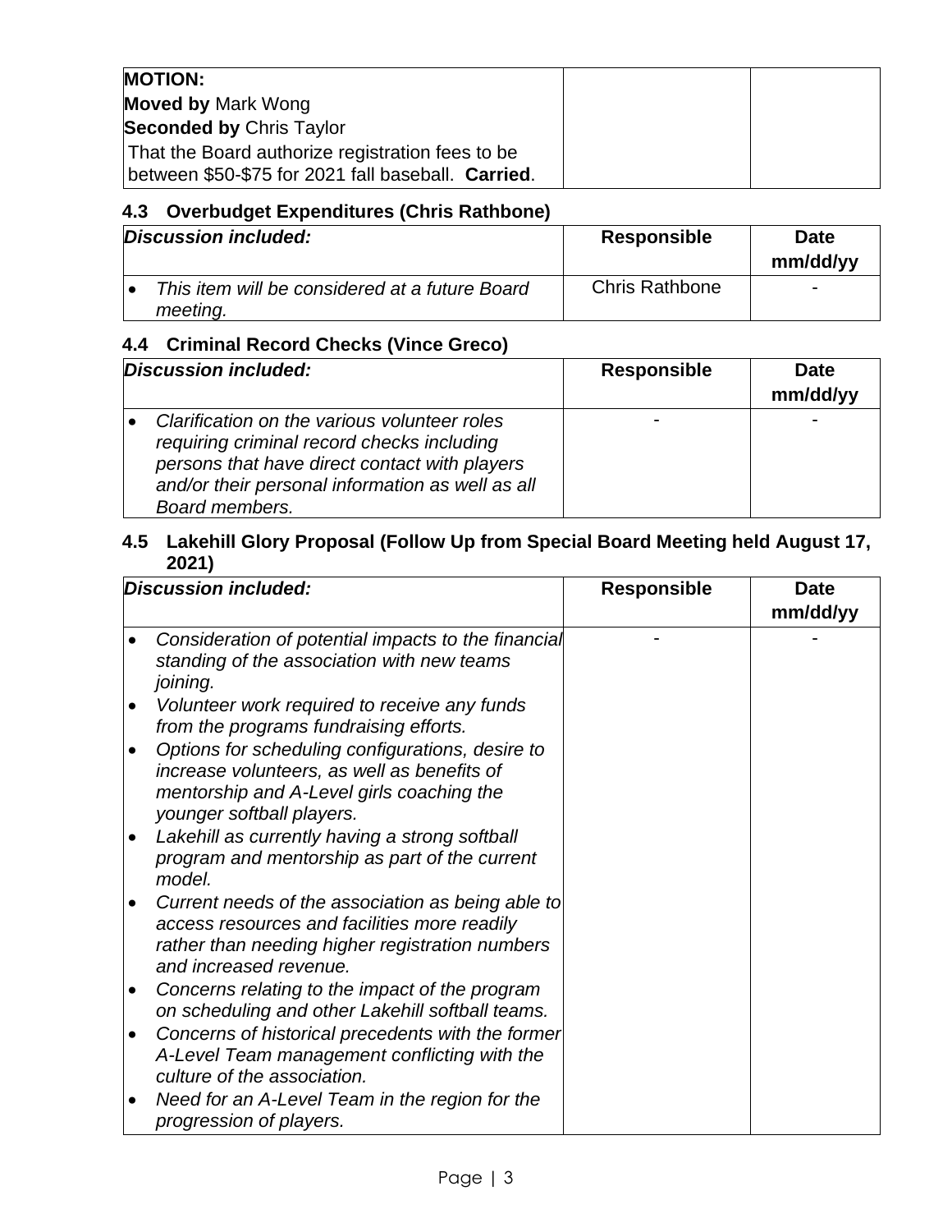| MOTION: | | |
|---|---|---|
| **Moved by** Mark Wong<br>**Seconded by** Chris Taylor<br>That the Board authorize registration fees to be between $50-$75 for 2021 fall baseball. **Carried**. | | |

### 4.3 Overbudget Expenditures (Chris Rathbone)

| *Discussion included:* | Responsible | Date mm/dd/yy |
|---|---|---|
| • *This item will be considered at a future Board meeting.* | Chris Rathbone | - |

### 4.4 Criminal Record Checks (Vince Greco)

| *Discussion included:* | Responsible | Date mm/dd/yy |
|---|---|---|
| • *Clarification on the various volunteer roles requiring criminal record checks including persons that have direct contact with players and/or their personal information as well as all Board members.* | - | - |

### 4.5 Lakehill Glory Proposal (Follow Up from Special Board Meeting held August 17, 2021)

| *Discussion included:* | Responsible | Date mm/dd/yy |
|---|---|---|
| • *Consideration of potential impacts to the financial standing of the association with new teams joining.*<br>• *Volunteer work required to receive any funds from the programs fundraising efforts.*<br>• *Options for scheduling configurations, desire to increase volunteers, as well as benefits of mentorship and A-Level girls coaching the younger softball players.*<br>• *Lakehill as currently having a strong softball program and mentorship as part of the current model.*<br>• *Current needs of the association as being able to access resources and facilities more readily rather than needing higher registration numbers and increased revenue.*<br>• *Concerns relating to the impact of the program on scheduling and other Lakehill softball teams.*<br>• *Concerns of historical precedents with the former A-Level Team management conflicting with the culture of the association.*<br>• *Need for an A-Level Team in the region for the progression of players.* | - | - |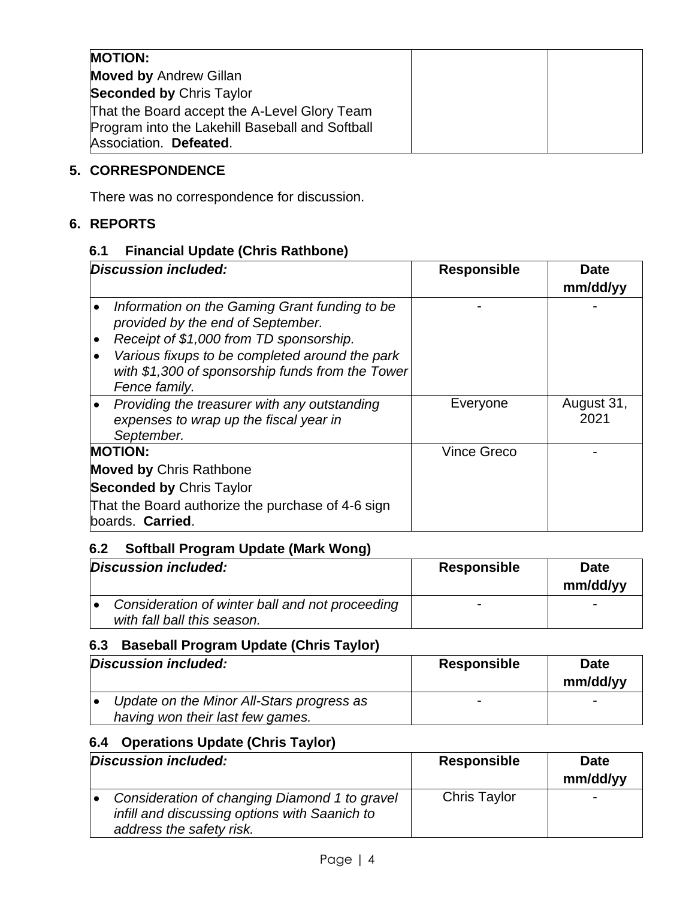| **MOTION:**<br>**Moved by** Andrew Gillan<br>**Seconded by** Chris Taylor<br>That the Board accept the A-Level Glory Team Program into the Lakehill Baseball and Softball Association. **Defeated**. | | |
|---|---|---|

## 5. CORRESPONDENCE

There was no correspondence for discussion.

## 6. REPORTS

### 6.1 Financial Update (Chris Rathbone)

| ***Discussion included:*** | **Responsible** | **Date mm/dd/yy** |
|---|---|---|
| • *Information on the Gaming Grant funding to be provided by the end of September.*<br>• *Receipt of $1,000 from TD sponsorship.*<br>• *Various fixups to be completed around the park with $1,300 of sponsorship funds from the Tower Fence family.* | - | - |
| • *Providing the treasurer with any outstanding expenses to wrap up the fiscal year in September.* | Everyone | August 31, 2021 |
| **MOTION:**<br>**Moved by** Chris Rathbone<br>**Seconded by** Chris Taylor<br>That the Board authorize the purchase of 4-6 sign boards. **Carried**. | Vince Greco | - |

### 6.2 Softball Program Update (Mark Wong)

| ***Discussion included:*** | **Responsible** | **Date mm/dd/yy** |
|---|---|---|
| • *Consideration of winter ball and not proceeding with fall ball this season.* | - | - |

### 6.3 Baseball Program Update (Chris Taylor)

| ***Discussion included:*** | **Responsible** | **Date mm/dd/yy** |
|---|---|---|
| • *Update on the Minor All-Stars progress as having won their last few games.* | - | - |

### 6.4 Operations Update (Chris Taylor)

| ***Discussion included:*** | **Responsible** | **Date mm/dd/yy** |
|---|---|---|
| • *Consideration of changing Diamond 1 to gravel infill and discussing options with Saanich to address the safety risk.* | Chris Taylor | - |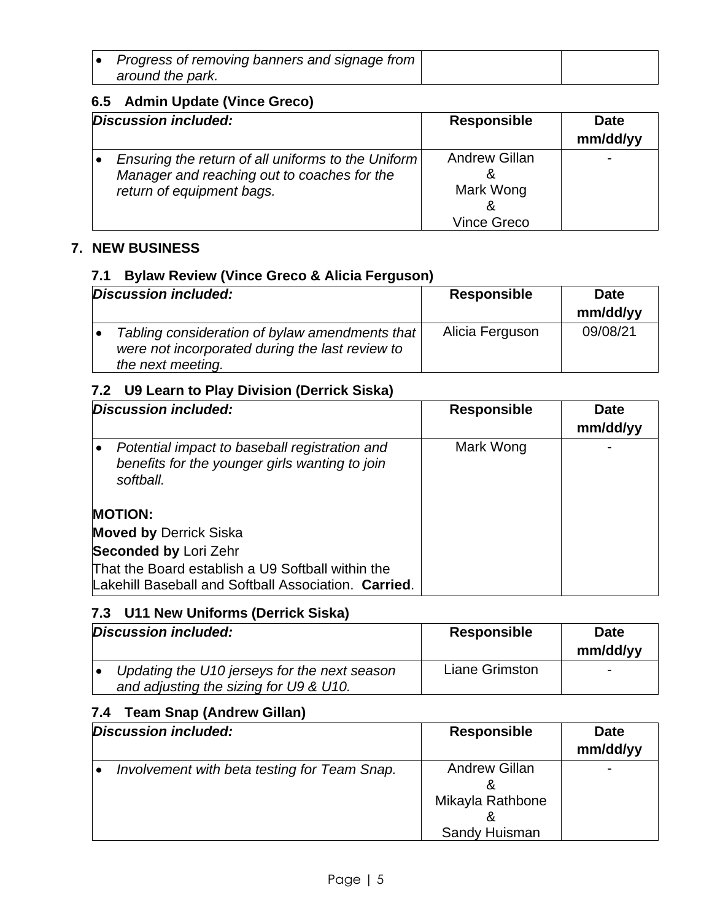| | | |
|---|---|---|
| • *Progress of removing banners and signage from around the park.* | | |

### 6.5 Admin Update (Vince Greco)

| ***Discussion included:*** | **Responsible** | **Date mm/dd/yy** |
|---|---|---|
| • *Ensuring the return of all uniforms to the Uniform Manager and reaching out to coaches for the return of equipment bags.* | Andrew Gillan & Mark Wong & Vince Greco | - |

## 7. NEW BUSINESS

### 7.1 Bylaw Review (Vince Greco & Alicia Ferguson)

| ***Discussion included:*** | **Responsible** | **Date mm/dd/yy** |
|---|---|---|
| • *Tabling consideration of bylaw amendments that were not incorporated during the last review to the next meeting.* | Alicia Ferguson | 09/08/21 |

### 7.2 U9 Learn to Play Division (Derrick Siska)

| ***Discussion included:*** | **Responsible** | **Date mm/dd/yy** |
|---|---|---|
| • *Potential impact to baseball registration and benefits for the younger girls wanting to join softball.* <br><br> **MOTION:** <br> **Moved by** Derrick Siska <br> **Seconded by** Lori Zehr <br> That the Board establish a U9 Softball within the Lakehill Baseball and Softball Association. **Carried**. | Mark Wong | - |

### 7.3 U11 New Uniforms (Derrick Siska)

| ***Discussion included:*** | **Responsible** | **Date mm/dd/yy** |
|---|---|---|
| • *Updating the U10 jerseys for the next season and adjusting the sizing for U9 & U10.* | Liane Grimston | - |

### 7.4 Team Snap (Andrew Gillan)

| ***Discussion included:*** | **Responsible** | **Date mm/dd/yy** |
|---|---|---|
| • *Involvement with beta testing for Team Snap.* | Andrew Gillan & Mikayla Rathbone & Sandy Huisman | - |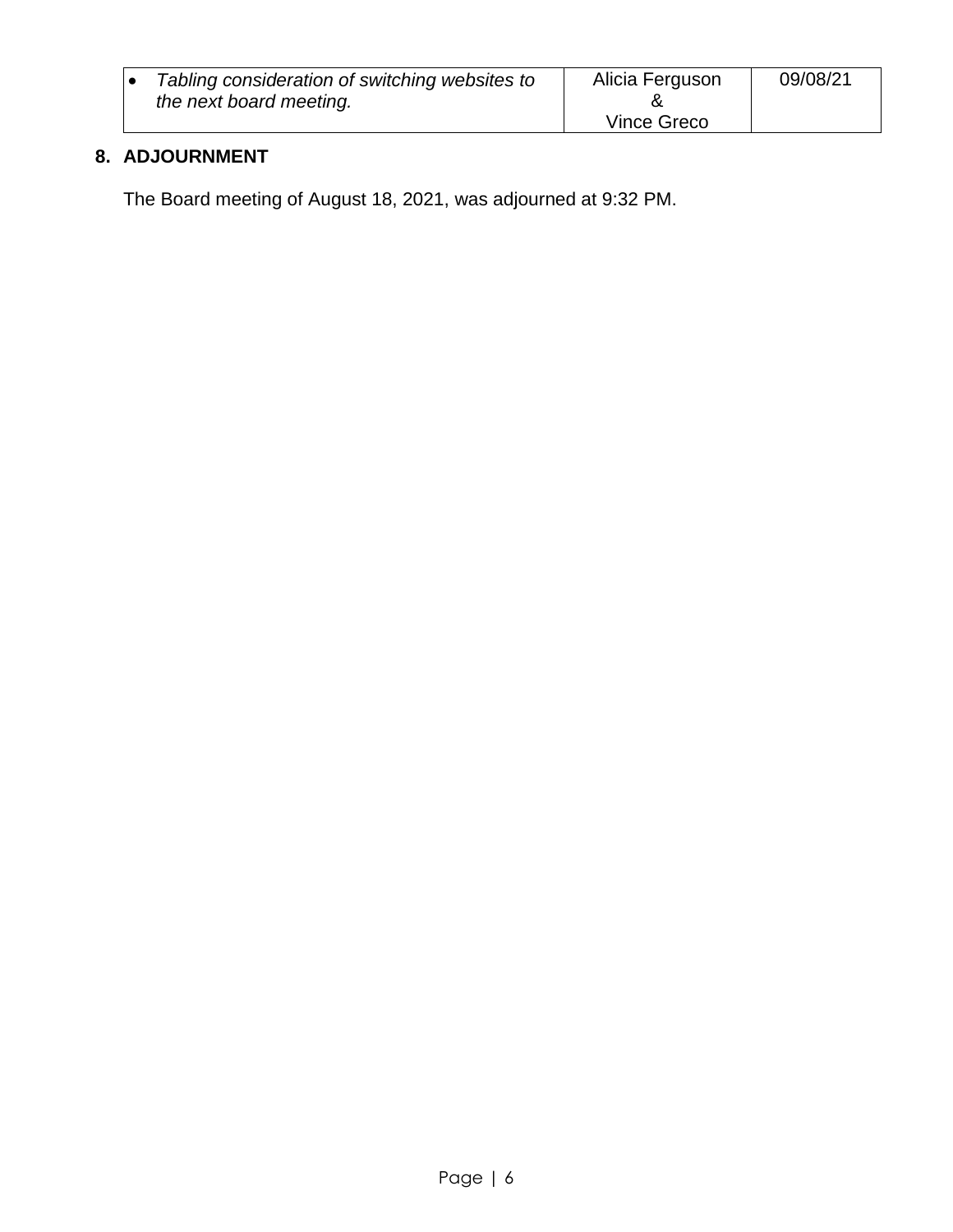| | | |
|---|---|---|
| • *Tabling consideration of switching websites to the next board meeting.* | Alicia Ferguson & Vince Greco | 09/08/21 |

## 8. ADJOURNMENT

The Board meeting of August 18, 2021, was adjourned at 9:32 PM.